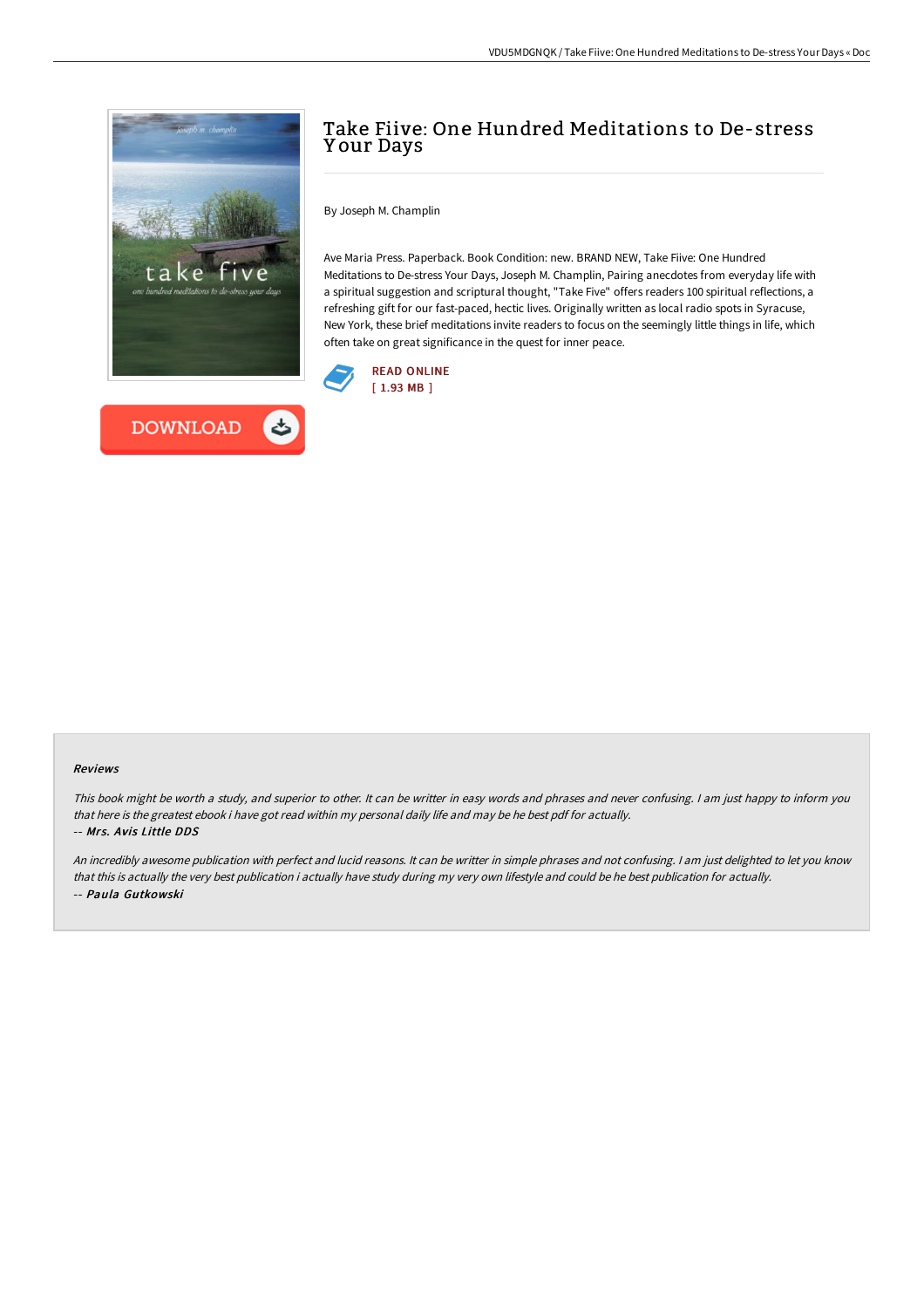# Take Fiive: One Hundred Meditations to De-stress Your Days

By Joseph M. Champlin

Ave Maria Press. Paperback. Book Condition: new. BRAND NEW, Take Fiive: One Hundred Meditations to De-stress Your Days, Joseph M. Champlin, Pairing anecdotes from everyday life with a spiritual suggestion and scriptural thought, "Take Five" offers readers 100 spiritual reflections, a refreshing gift for our fast-paced, hectic lives. Originally written as local radio spots in Syracuse, New York, these brief meditations invite readers to focus on the seemingly little things in life, which often take on great significance in the quest for inner peace.

READ ONLINE
[ 1.93 MB ]

DOWNLOAD

### Reviews

*This book might be worth a study, and superior to other. It can be writter in easy words and phrases and never confusing. I am just happy to inform you that here is the greatest ebook i have got read within my personal daily life and may be he best pdf for actually.*
*-- Mrs. Avis Little DDS*

*An incredibly awesome publication with perfect and lucid reasons. It can be writter in simple phrases and not confusing. I am just delighted to let you know that this is actually the very best publication i actually have study during my very own lifestyle and could be he best publication for actually.*
*-- Paula Gutkowski*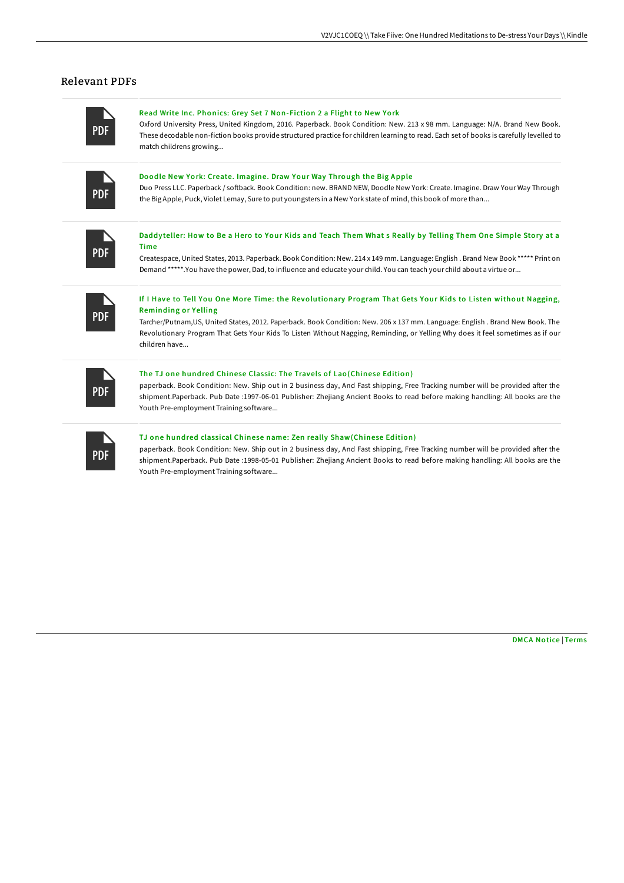## Relevant PDFs

### Read Write Inc. Phonics: Grey Set 7 Non-Fiction 2 a Flight to New York

Oxford University Press, United Kingdom, 2016. Paperback. Book Condition: New. 213 x 98 mm. Language: N/A. Brand New Book. These decodable non-fiction books provide structured practice for children learning to read. Each set of books is carefully levelled to match childrens growing...

### Doodle New York: Create. Imagine. Draw Your Way Through the Big Apple

Duo Press LLC. Paperback / softback. Book Condition: new. BRAND NEW, Doodle New York: Create. Imagine. Draw Your Way Through the Big Apple, Puck, Violet Lemay, Sure to put youngsters in a New York state of mind, this book of more than...

### Daddyteller: How to Be a Hero to Your Kids and Teach Them What s Really by Telling Them One Simple Story at a Time

Createspace, United States, 2013. Paperback. Book Condition: New. 214 x 149 mm. Language: English . Brand New Book ***** Print on Demand *****.You have the power, Dad, to influence and educate your child. You can teach your child about a virtue or...

### If I Have to Tell You One More Time: the Revolutionary Program That Gets Your Kids to Listen without Nagging, Reminding or Yelling

Tarcher/Putnam,US, United States, 2012. Paperback. Book Condition: New. 206 x 137 mm. Language: English . Brand New Book. The Revolutionary Program That Gets Your Kids To Listen Without Nagging, Reminding, or Yelling Why does it feel sometimes as if our children have...

### The TJ one hundred Chinese Classic: The Travels of Lao(Chinese Edition)

paperback. Book Condition: New. Ship out in 2 business day, And Fast shipping, Free Tracking number will be provided after the shipment.Paperback. Pub Date :1997-06-01 Publisher: Zhejiang Ancient Books to read before making handling: All books are the Youth Pre-employment Training software...

### TJ one hundred classical Chinese name: Zen really Shaw(Chinese Edition)

paperback. Book Condition: New. Ship out in 2 business day, And Fast shipping, Free Tracking number will be provided after the shipment.Paperback. Pub Date :1998-05-01 Publisher: Zhejiang Ancient Books to read before making handling: All books are the Youth Pre-employment Training software...